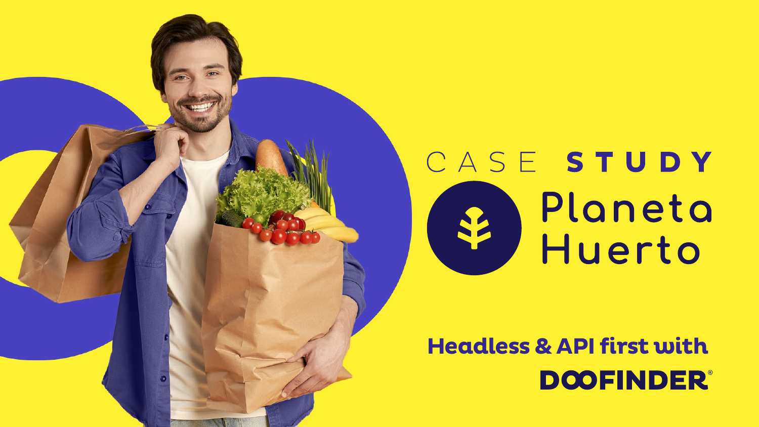# CASE STUDY

## Planeta Huerto

**Headless & API first with DOOFINDER®**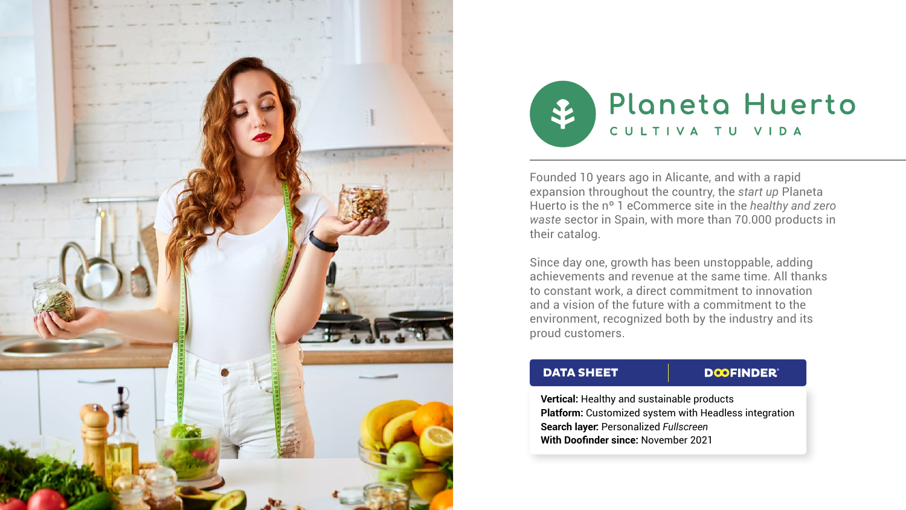# Planeta Huerto

CULTIVA TU VIDA

Founded 10 years ago in Alicante, and with a rapid expansion throughout the country, the *start up* Planeta Huerto is the nº 1 eCommerce site in the *healthy and zero waste* sector in Spain, with more than 70.000 products in their catalog.

Since day one, growth has been unstoppable, adding achievements and revenue at the same time. All thanks to constant work, a direct commitment to innovation and a vision of the future with a commitment to the environment, recognized both by the industry and its proud customers.

**DATA SHEET** | **DOOFINDER**

**Vertical:** Healthy and sustainable products
**Platform:** Customized system with Headless integration
**Search layer:** Personalized *Fullscreen*
**With Doofinder since:** November 2021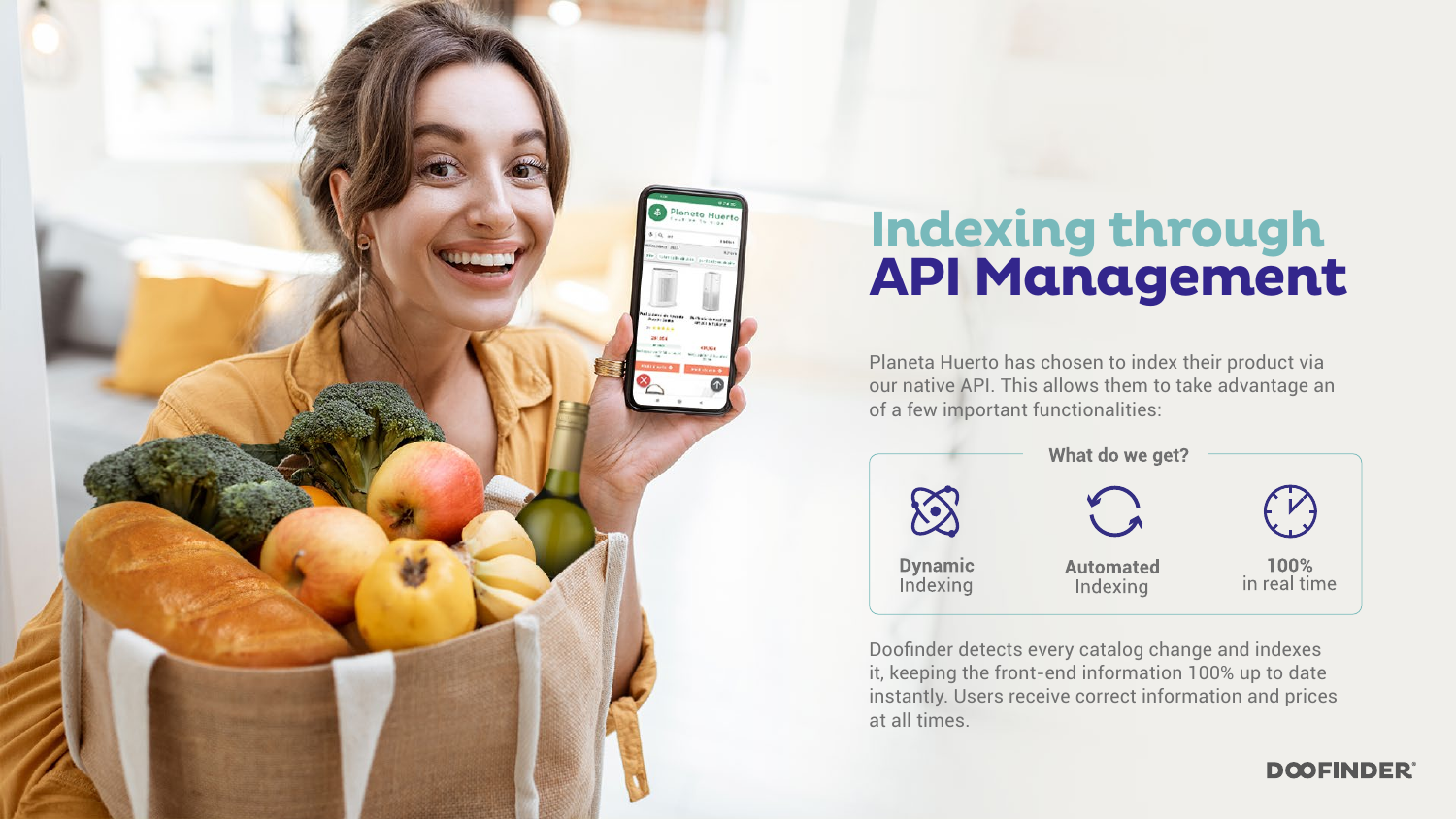# Indexing through API Management

Planeta Huerto has chosen to index their product via our native API. This allows them to take advantage an of a few important functionalities:

**What do we get?**

- **Dynamic** Indexing
- **Automated** Indexing
- **100%** in real time

Doofinder detects every catalog change and indexes it, keeping the front-end information 100% up to date instantly. Users receive correct information and prices at all times.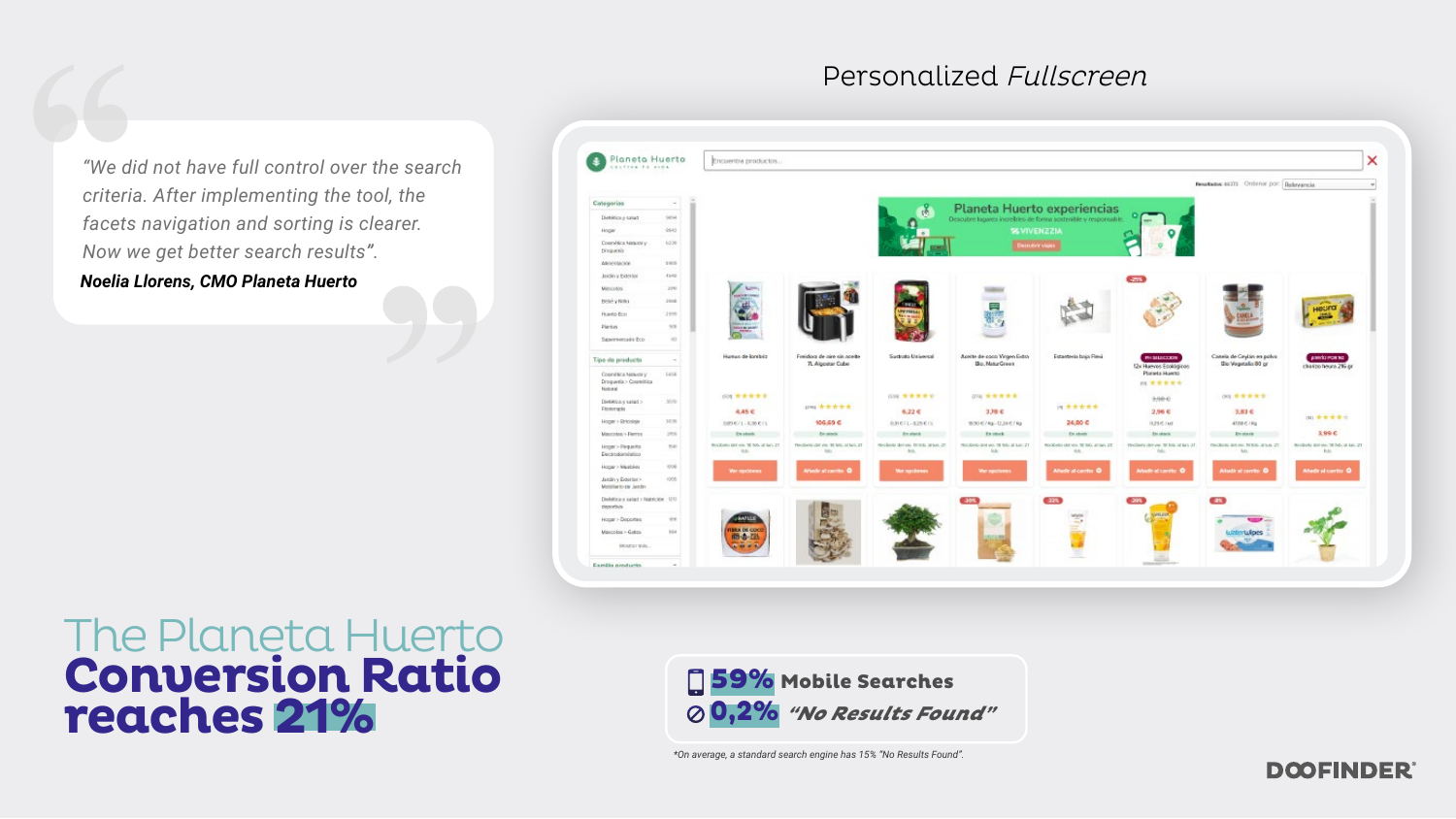> *"We did not have full control over the search criteria. After implementing the tool, the facets navigation and sorting is clearer. Now we get better search results".*
>
> ***Noelia Llorens, CMO Planeta Huerto***

## Personalized *Fullscreen*

# The Planeta Huerto **Conversion Ratio reaches 21%**

**59%** **Mobile Searches**

**0,2%** ***"No Results Found"***

*On average, a standard search engine has 15% "No Results Found".

DOOFINDER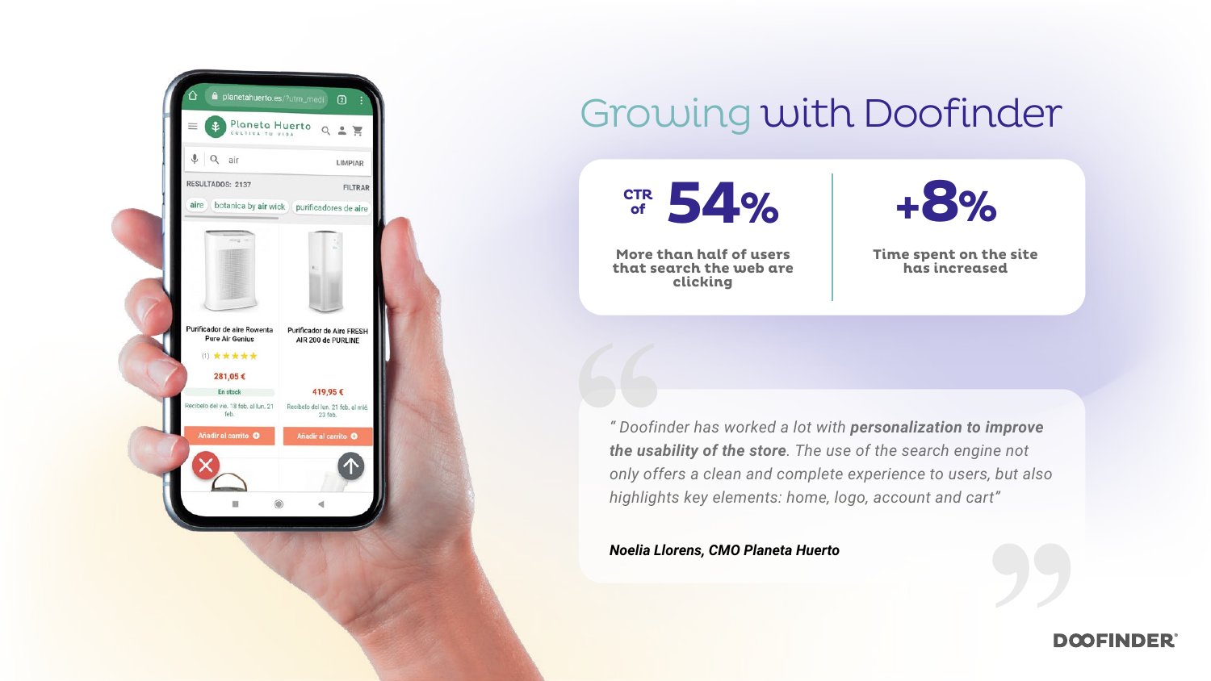# Growing with Doofinder

**CTR of 54%**

More than half of users that search the web are clicking

**+8%**

Time spent on the site has increased

*" Doofinder has worked a lot with **personalization to improve the usability of the store**. The use of the search engine not only offers a clean and complete experience to users, but also highlights key elements: home, logo, account and cart"*

***Noelia Llorens, CMO Planeta Huerto***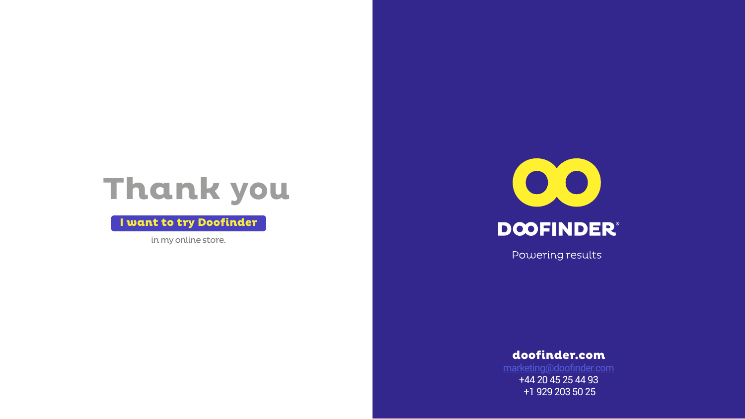# Thank you

**I want to try Doofinder**

in my online store.

DOOFINDER®

Powering results

**doofinder.com**

marketing@doofinder.com

+44 20 45 25 44 93

+1 929 203 50 25